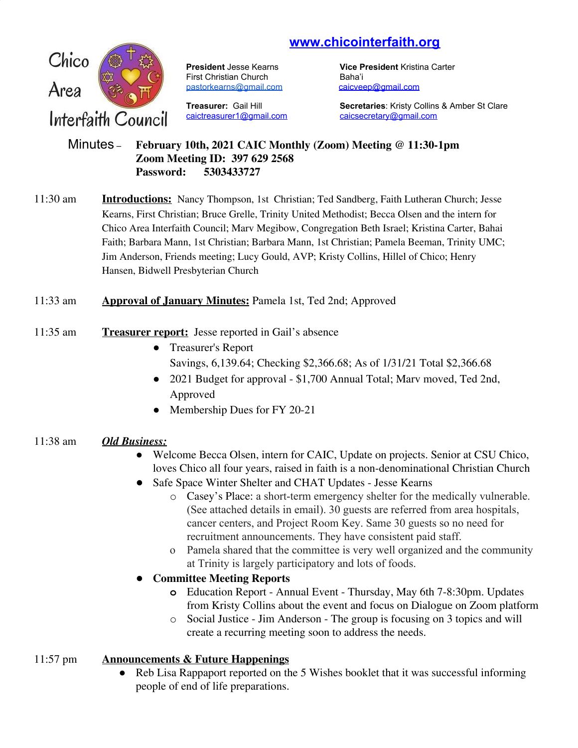# Chico Area Interfaith Council

**www.chicointerfaith.org**

**President** Jesse Kearns
First Christian Church
pastorkearns@gmail.com

**Vice President** Kristina Carter
Baha'i
caicveep@gmail.com

**Treasurer:** Gail Hill
caictreasurer1@gmail.com

**Secretaries**: Kristy Collins & Amber St Clare
caicsecretary@gmail.com

Minutes – **February 10th, 2021 CAIC Monthly (Zoom) Meeting @ 11:30-1pm**
**Zoom Meeting ID: 397 629 2568**
**Password: 5303433727**

11:30 am **Introductions:** Nancy Thompson, 1st Christian; Ted Sandberg, Faith Lutheran Church; Jesse Kearns, First Christian; Bruce Grelle, Trinity United Methodist; Becca Olsen and the intern for Chico Area Interfaith Council; Marv Megibow, Congregation Beth Israel; Kristina Carter, Bahai Faith; Barbara Mann, 1st Christian; Barbara Mann, 1st Christian; Pamela Beeman, Trinity UMC; Jim Anderson, Friends meeting; Lucy Gould, AVP; Kristy Collins, Hillel of Chico; Henry Hansen, Bidwell Presbyterian Church

11:33 am **Approval of January Minutes:** Pamela 1st, Ted 2nd; Approved

11:35 am **Treasurer report:** Jesse reported in Gail's absence

- Treasurer's Report
  Savings, 6,139.64; Checking $2,366.68; As of 1/31/21 Total $2,366.68
- 2021 Budget for approval - $1,700 Annual Total; Marv moved, Ted 2nd, Approved
- Membership Dues for FY 20-21

11:38 am ***Old Business:***

- Welcome Becca Olsen, intern for CAIC, Update on projects. Senior at CSU Chico, loves Chico all four years, raised in faith is a non-denominational Christian Church
- Safe Space Winter Shelter and CHAT Updates - Jesse Kearns
  - Casey's Place: a short-term emergency shelter for the medically vulnerable. (See attached details in email). 30 guests are referred from area hospitals, cancer centers, and Project Room Key. Same 30 guests so no need for recruitment announcements. They have consistent paid staff.
  - Pamela shared that the committee is very well organized and the community at Trinity is largely participatory and lots of foods.
- **Committee Meeting Reports**
  - Education Report - Annual Event - Thursday, May 6th 7-8:30pm. Updates from Kristy Collins about the event and focus on Dialogue on Zoom platform
  - Social Justice - Jim Anderson - The group is focusing on 3 topics and will create a recurring meeting soon to address the needs.

11:57 pm **Announcements & Future Happenings**

- Reb Lisa Rappaport reported on the 5 Wishes booklet that it was successful informing people of end of life preparations.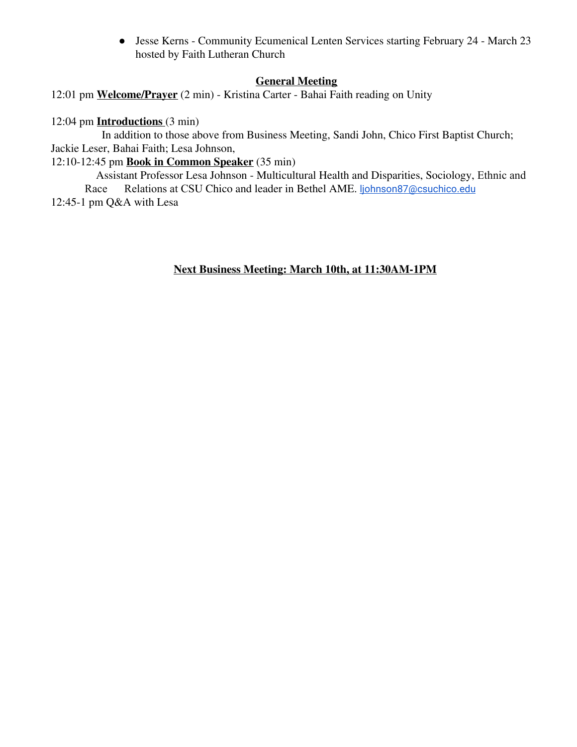- Jesse Kerns - Community Ecumenical Lenten Services starting February 24 - March 23 hosted by Faith Lutheran Church

## General Meeting

12:01 pm **Welcome/Prayer** (2 min) - Kristina Carter - Bahai Faith reading on Unity

12:04 pm **Introductions** (3 min)

In addition to those above from Business Meeting, Sandi John, Chico First Baptist Church; Jackie Leser, Bahai Faith; Lesa Johnson,

12:10-12:45 pm **Book in Common Speaker** (35 min)

Assistant Professor Lesa Johnson - Multicultural Health and Disparities, Sociology, Ethnic and Race Relations at CSU Chico and leader in Bethel AME. ljohnson87@csuchico.edu

12:45-1 pm Q&A with Lesa

**Next Business Meeting: March 10th, at 11:30AM-1PM**